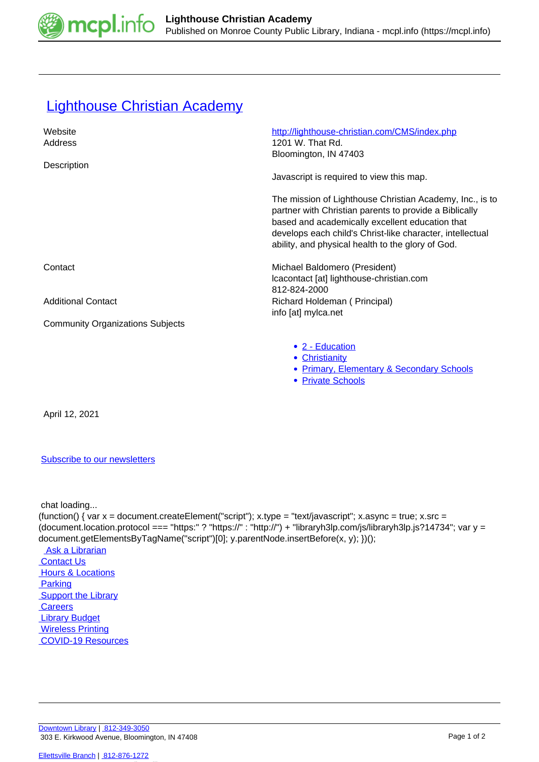# Lighthouse Christian Academy

| | |
|---|---|
| Website | http://lighthouse-christian.com/CMS/index.php |
| Address | 1201 W. That Rd.<br>Bloomington, IN 47403 |
| Description | Javascript is required to view this map.<br><br>The mission of Lighthouse Christian Academy, Inc., is to partner with Christian parents to provide a Biblically based and academically excellent education that develops each child's Christ-like character, intellectual ability, and physical health to the glory of God. |
| Contact | Michael Baldomero (President)<br>lcacontact [at] lighthouse-christian.com<br>812-824-2000 |
| Additional Contact | Richard Holdeman ( Principal)<br>info [at] mylca.net |
| Community Organizations Subjects | |

- 2 - Education
- Christianity
- Primary, Elementary & Secondary Schools
- Private Schools

April 12, 2021

Subscribe to our newsletters

chat loading...

```
(function() { var x = document.createElement("script"); x.type = "text/javascript"; x.async = true; x.src = (document.location.protocol === "https:" ? "https://" : "http://") + "libraryh3lp.com/js/libraryh3lp.js?14734"; var y = document.getElementsByTagName("script")[0]; y.parentNode.insertBefore(x, y); })();
```

Ask a Librarian
Contact Us
Hours & Locations
Parking
Support the Library
Careers
Library Budget
Wireless Printing
COVID-19 Resources

Downtown Library | 812-349-3050
303 E. Kirkwood Avenue, Bloomington, IN 47408

Ellettsville Branch | 812-876-1272